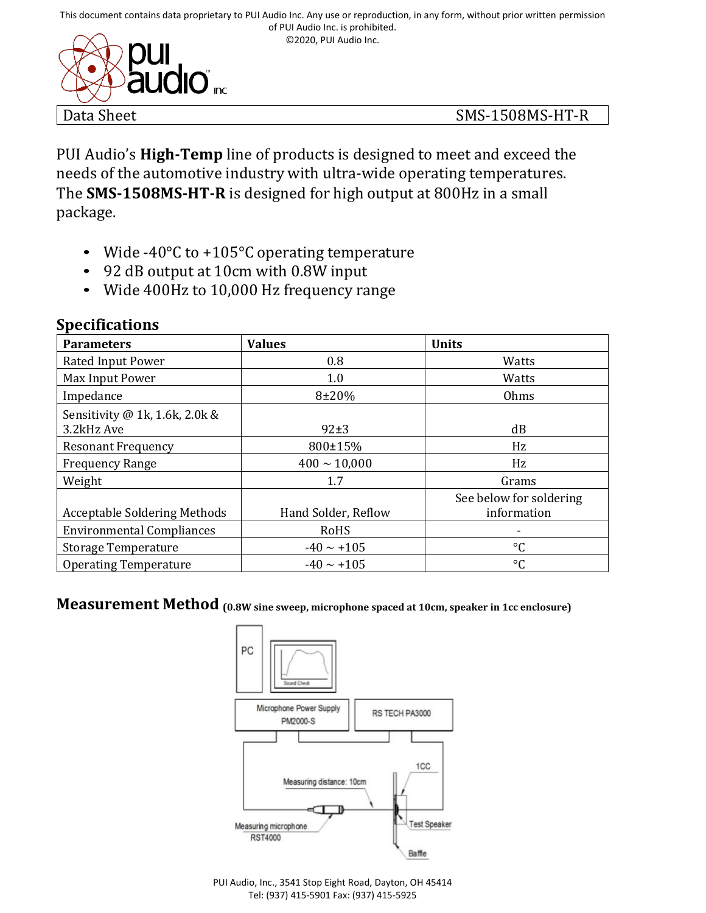This document contains data proprietary to PUI Audio Inc. Any use or reproduction, in any form, without prior written permission of PUI Audio Inc. is prohibited.
©2020, PUI Audio Inc.

| Data Sheet | SMS-1508MS-HT-R |
|---|---|

PUI Audio's **High-Temp** line of products is designed to meet and exceed the needs of the automotive industry with ultra-wide operating temperatures. The **SMS-1508MS-HT-R** is designed for high output at 800Hz in a small package.

- Wide -40°C to +105°C operating temperature
- 92 dB output at 10cm with 0.8W input
- Wide 400Hz to 10,000 Hz frequency range

## Specifications

| Parameters | Values | Units |
|---|---|---|
| Rated Input Power | 0.8 | Watts |
| Max Input Power | 1.0 | Watts |
| Impedance | 8±20% | Ohms |
| Sensitivity @ 1k, 1.6k, 2.0k & 3.2kHz Ave | 92±3 | dB |
| Resonant Frequency | 800±15% | Hz |
| Frequency Range | 400 ~ 10,000 | Hz |
| Weight | 1.7 | Grams |
| Acceptable Soldering Methods | Hand Solder, Reflow | See below for soldering information |
| Environmental Compliances | RoHS | - |
| Storage Temperature | -40 ~ +105 | °C |
| Operating Temperature | -40 ~ +105 | °C |

## Measurement Method (0.8W sine sweep, microphone spaced at 10cm, speaker in 1cc enclosure)

PC
Sound Check
Microphone Power Supply PM2000-S
RS TECH PA3000
1CC
Measuring distance: 10cm
Measuring microphone RST4000
Test Speaker
Baffle

PUI Audio, Inc., 3541 Stop Eight Road, Dayton, OH 45414
Tel: (937) 415-5901 Fax: (937) 415-5925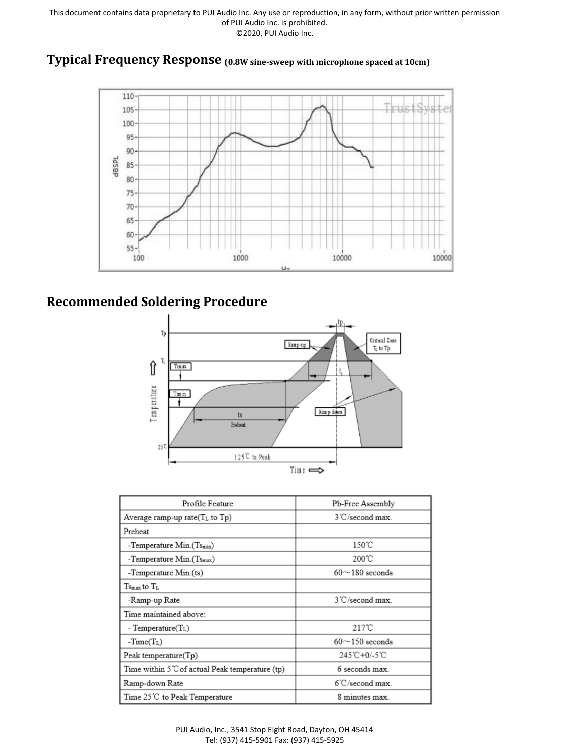## Typical Frequency Response (0.8W sine-sweep with microphone spaced at 10cm)

## Recommended Soldering Procedure

| Profile Feature | Pb-Free Assembly |
|---|---|
| Average ramp-up rate($T_L$ to Tp) | 3℃/second max. |
| Preheat | |
| -Temperature Min.($Ts_{min}$) | 150℃ |
| -Temperature Min.($Ts_{max}$) | 200℃ |
| -Temperature Min.(ts) | 60～180 seconds |
| $Ts_{max}$ to $T_L$ | |
| -Ramp-up Rate | 3℃/second max. |
| Time maintained above: | |
| - Temperature($T_L$) | 217℃ |
| -Time($T_L$) | 60～150 seconds |
| Peak temperature(Tp) | 245℃+0/-5℃ |
| Time within 5℃of actual Peak temperature (tp) | 6 seconds max. |
| Ramp-down Rate | 6℃/second max. |
| Time 25℃ to Peak Temperature | 8 minutes max. |

PUI Audio, Inc., 3541 Stop Eight Road, Dayton, OH 45414
Tel: (937) 415-5901 Fax: (937) 415-5925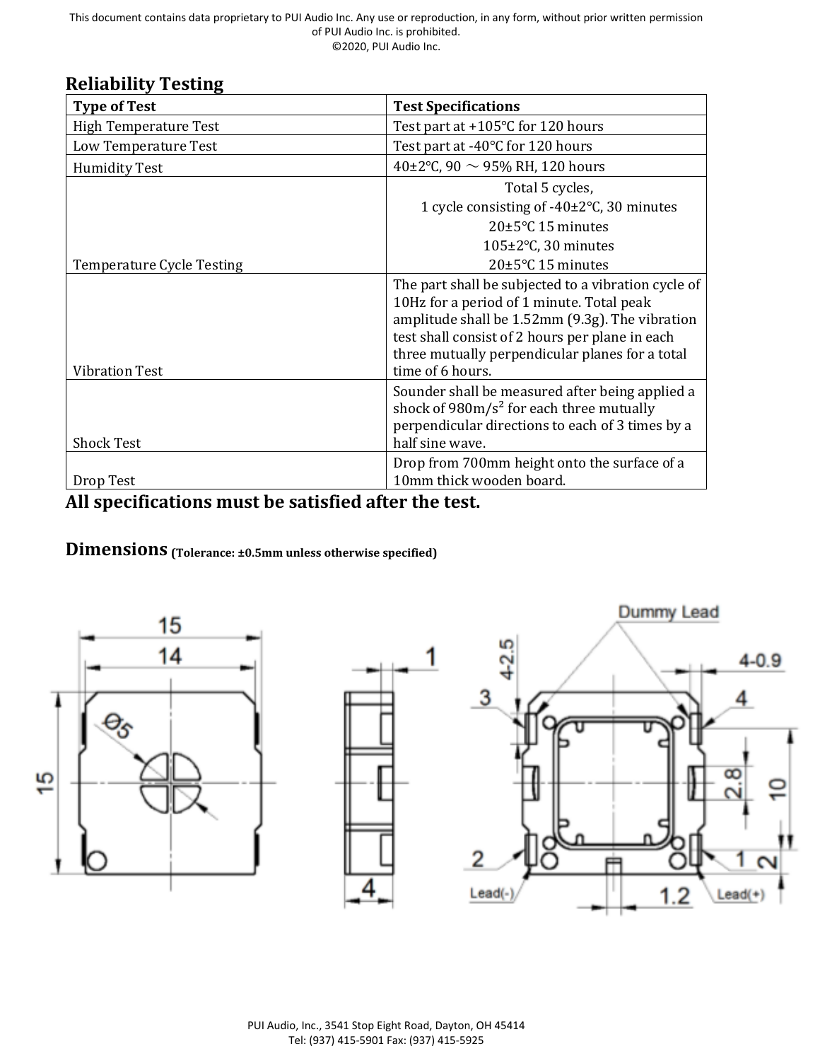## Reliability Testing

| Type of Test | Test Specifications |
|---|---|
| High Temperature Test | Test part at +105°C for 120 hours |
| Low Temperature Test | Test part at -40°C for 120 hours |
| Humidity Test | 40±2°C, 90 ～ 95% RH, 120 hours |
| Temperature Cycle Testing | Total 5 cycles,<br>1 cycle consisting of -40±2°C, 30 minutes<br>20±5°C 15 minutes<br>105±2°C, 30 minutes<br>20±5°C 15 minutes |
| Vibration Test | The part shall be subjected to a vibration cycle of 10Hz for a period of 1 minute. Total peak amplitude shall be 1.52mm (9.3g). The vibration test shall consist of 2 hours per plane in each three mutually perpendicular planes for a total time of 6 hours. |
| Shock Test | Sounder shall be measured after being applied a shock of 980m/s² for each three mutually perpendicular directions to each of 3 times by a half sine wave. |
| Drop Test | Drop from 700mm height onto the surface of a 10mm thick wooden board. |

**All specifications must be satisfied after the test.**

## Dimensions (Tolerance: ±0.5mm unless otherwise specified)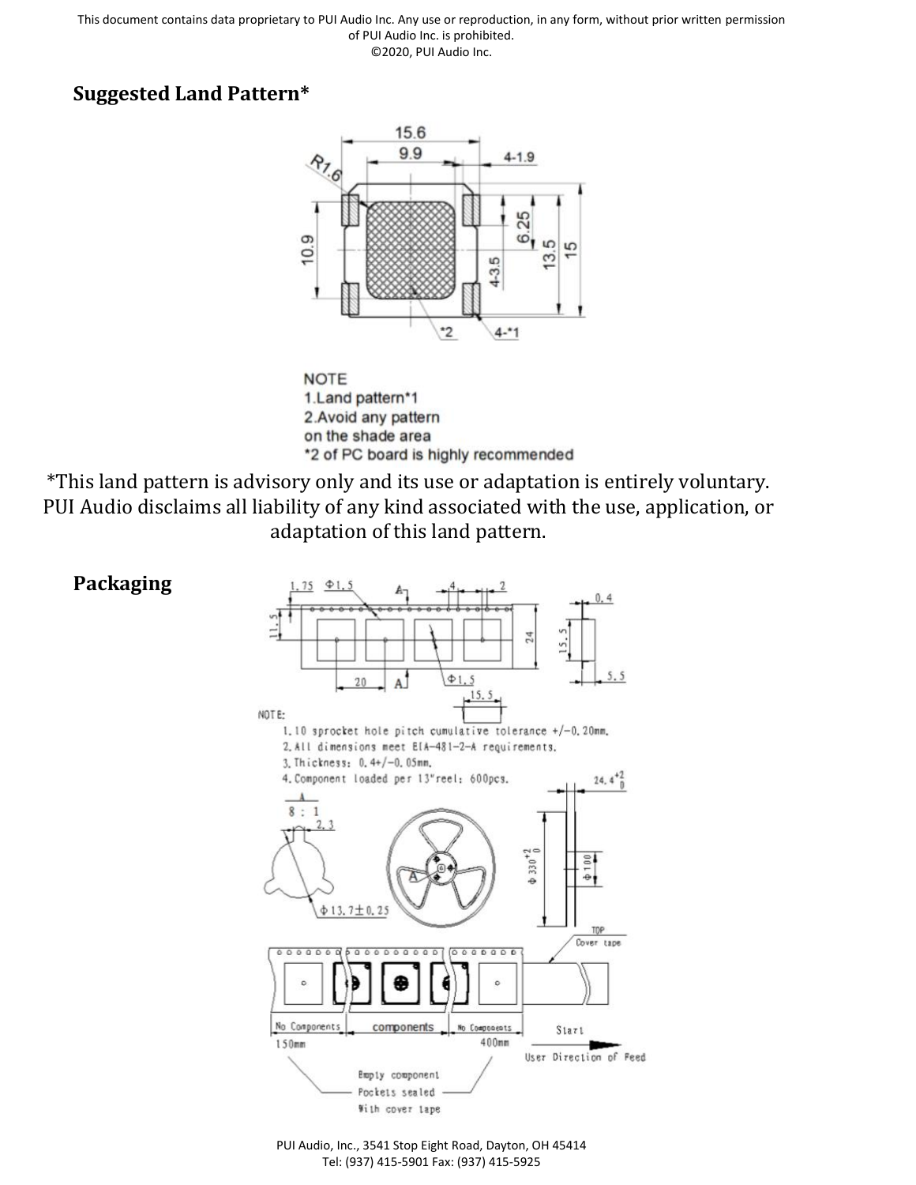## Suggested Land Pattern*

NOTE
1. Land pattern*1
2. Avoid any pattern on the shade area
*2 of PC board is highly recommended

*This land pattern is advisory only and its use or adaptation is entirely voluntary. PUI Audio disclaims all liability of any kind associated with the use, application, or adaptation of this land pattern.

## Packaging

NOTE:
1. 10 sprocket hole pitch cumulative tolerance +/-0.20mm.
2. All dimensions meet EIA-481-2-A requirements.
3. Thickness: 0.4+/-0.05mm.
4. Component loaded per 13"reel: 600pcs.

No Components 150mm | components | No Components 400mm | Start | User Direction of Feed

Empty component Pockets sealed With cover tape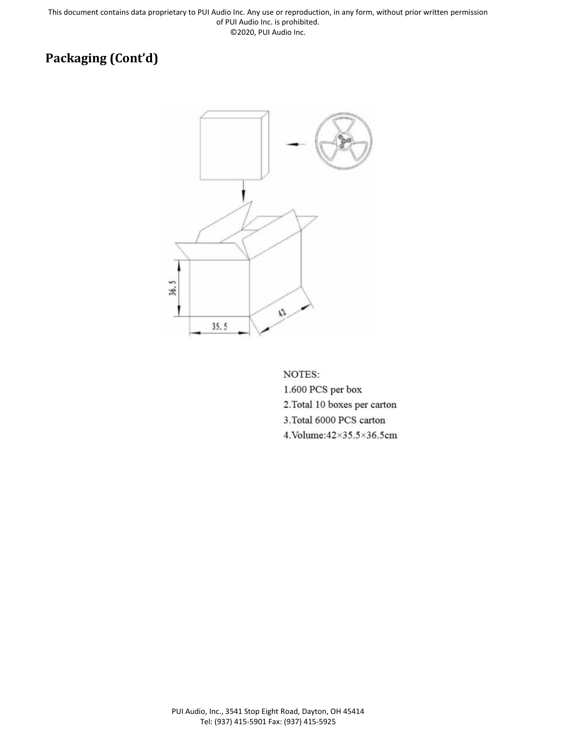## Packaging (Cont'd)

NOTES:

1. 600 PCS per box
2. Total 10 boxes per carton
3. Total 6000 PCS carton
4. Volume: 42×35.5×36.5cm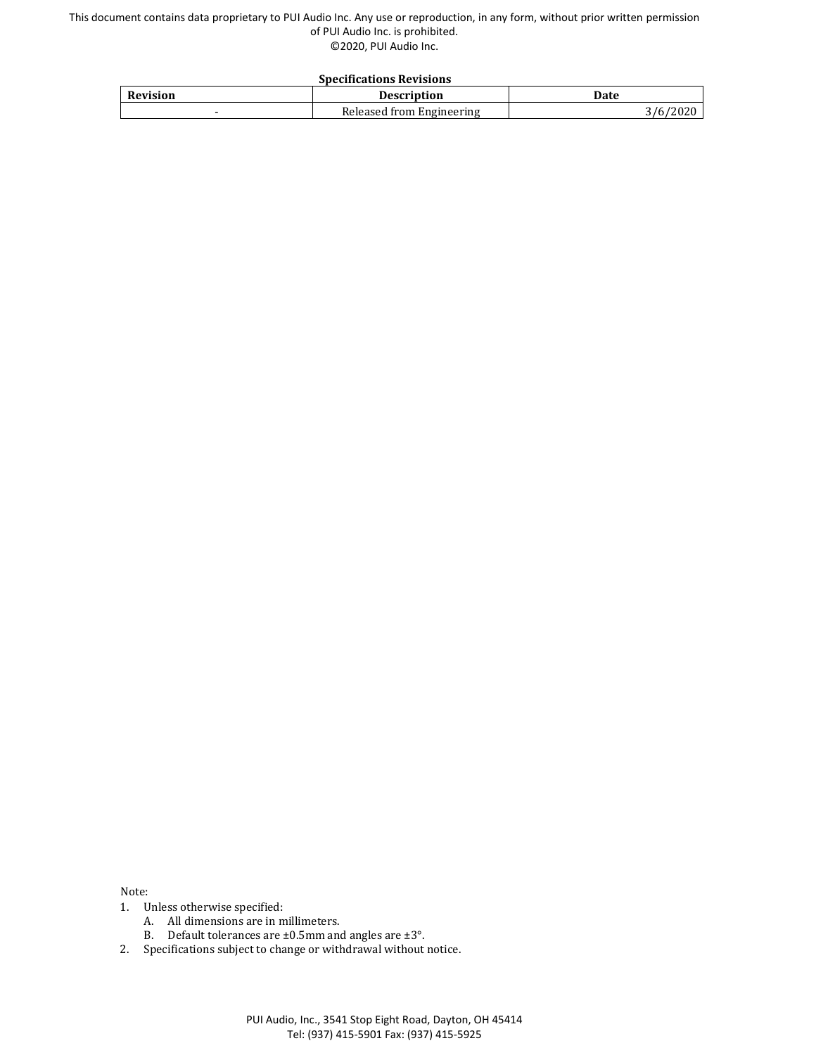**Specifications Revisions**

| Revision | Description | Date |
| --- | --- | --- |
| - | Released from Engineering | 3/6/2020 |

Note:

1. Unless otherwise specified:
   A. All dimensions are in millimeters.
   B. Default tolerances are ±0.5mm and angles are ±3°.
2. Specifications subject to change or withdrawal without notice.